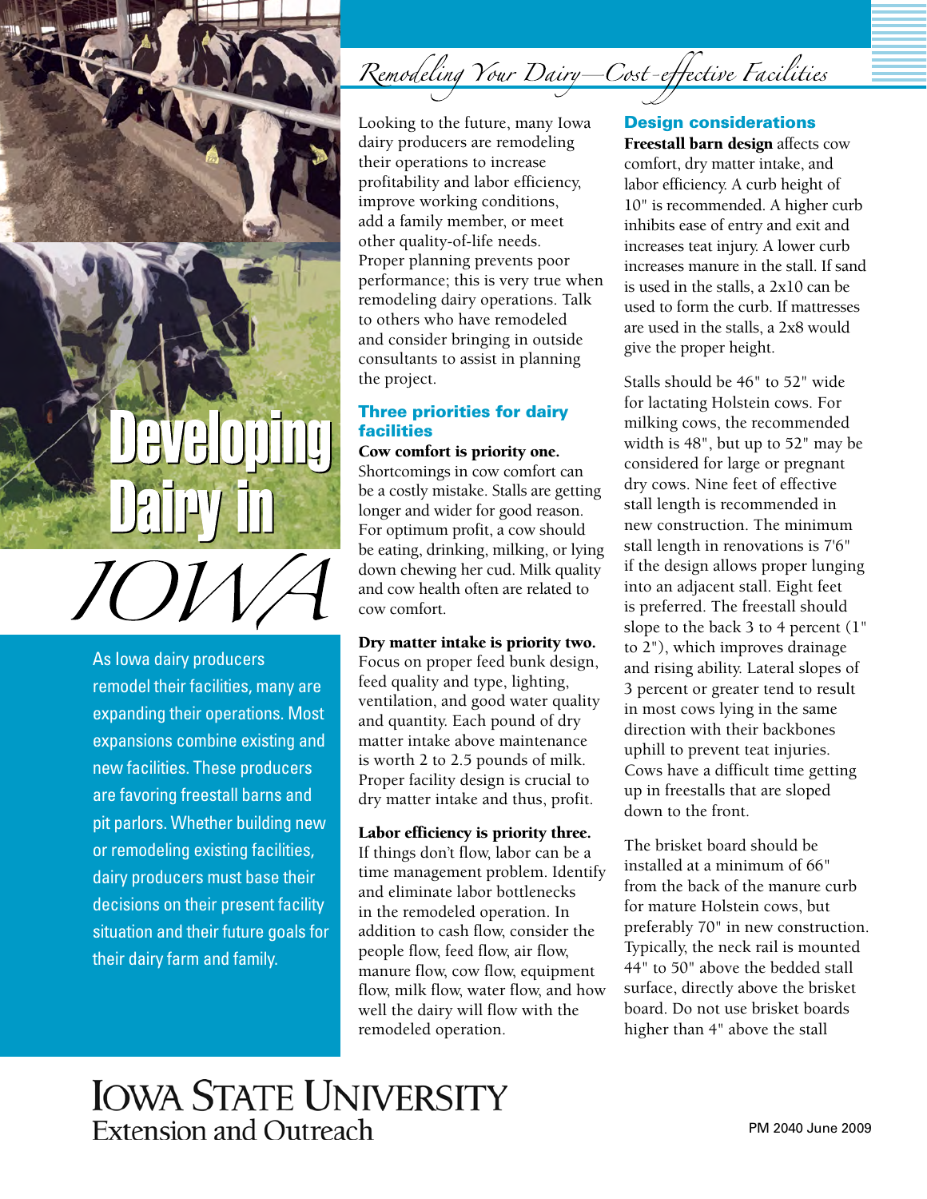# Developing Dairy in IOWA

As Iowa dairy producers remodel their facilities, many are expanding their operations. Most expansions combine existing and new facilities. These producers are favoring freestall barns and pit parlors. Whether building new or remodeling existing facilities, dairy producers must base their decisions on their present facility situation and their future goals for their dairy farm and family.

## *Remodeling Your Dairy—Cost-effective Facilities*

Looking to the future, many Iowa dairy producers are remodeling their operations to increase profitability and labor efficiency, improve working conditions, add a family member, or meet other quality-of-life needs. Proper planning prevents poor performance; this is very true when remodeling dairy operations. Talk to others who have remodeled and consider bringing in outside consultants to assist in planning the project.

### Three priorities for dairy facilities

**Cow comfort is priority one.** Shortcomings in cow comfort can be a costly mistake. Stalls are getting longer and wider for good reason. For optimum profit, a cow should be eating, drinking, milking, or lying down chewing her cud. Milk quality and cow health often are related to cow comfort.

**Dry matter intake is priority two.** Focus on proper feed bunk design, feed quality and type, lighting, ventilation, and good water quality and quantity. Each pound of dry matter intake above maintenance is worth 2 to 2.5 pounds of milk. Proper facility design is crucial to dry matter intake and thus, profit.

**Labor efficiency is priority three.** If things don't flow, labor can be a time management problem. Identify and eliminate labor bottlenecks in the remodeled operation. In addition to cash flow, consider the people flow, feed flow, air flow, manure flow, cow flow, equipment flow, milk flow, water flow, and how well the dairy will flow with the remodeled operation.

### Design considerations

**Freestall barn design** affects cow comfort, dry matter intake, and labor efficiency. A curb height of 10" is recommended. A higher curb inhibits ease of entry and exit and increases teat injury. A lower curb increases manure in the stall. If sand is used in the stalls, a 2x10 can be used to form the curb. If mattresses are used in the stalls, a 2x8 would give the proper height.

Stalls should be 46" to 52" wide for lactating Holstein cows. For milking cows, the recommended width is 48", but up to 52" may be considered for large or pregnant dry cows. Nine feet of effective stall length is recommended in new construction. The minimum stall length in renovations is 7'6" if the design allows proper lunging into an adjacent stall. Eight feet is preferred. The freestall should slope to the back 3 to 4 percent (1" to 2"), which improves drainage and rising ability. Lateral slopes of 3 percent or greater tend to result in most cows lying in the same direction with their backbones uphill to prevent teat injuries. Cows have a difficult time getting up in freestalls that are sloped down to the front.

The brisket board should be installed at a minimum of 66" from the back of the manure curb for mature Holstein cows, but preferably 70" in new construction. Typically, the neck rail is mounted 44" to 50" above the bedded stall surface, directly above the brisket board. Do not use brisket boards higher than 4" above the stall

IOWA STATE UNIVERSITY
Extension and Outreach

PM 2040 June 2009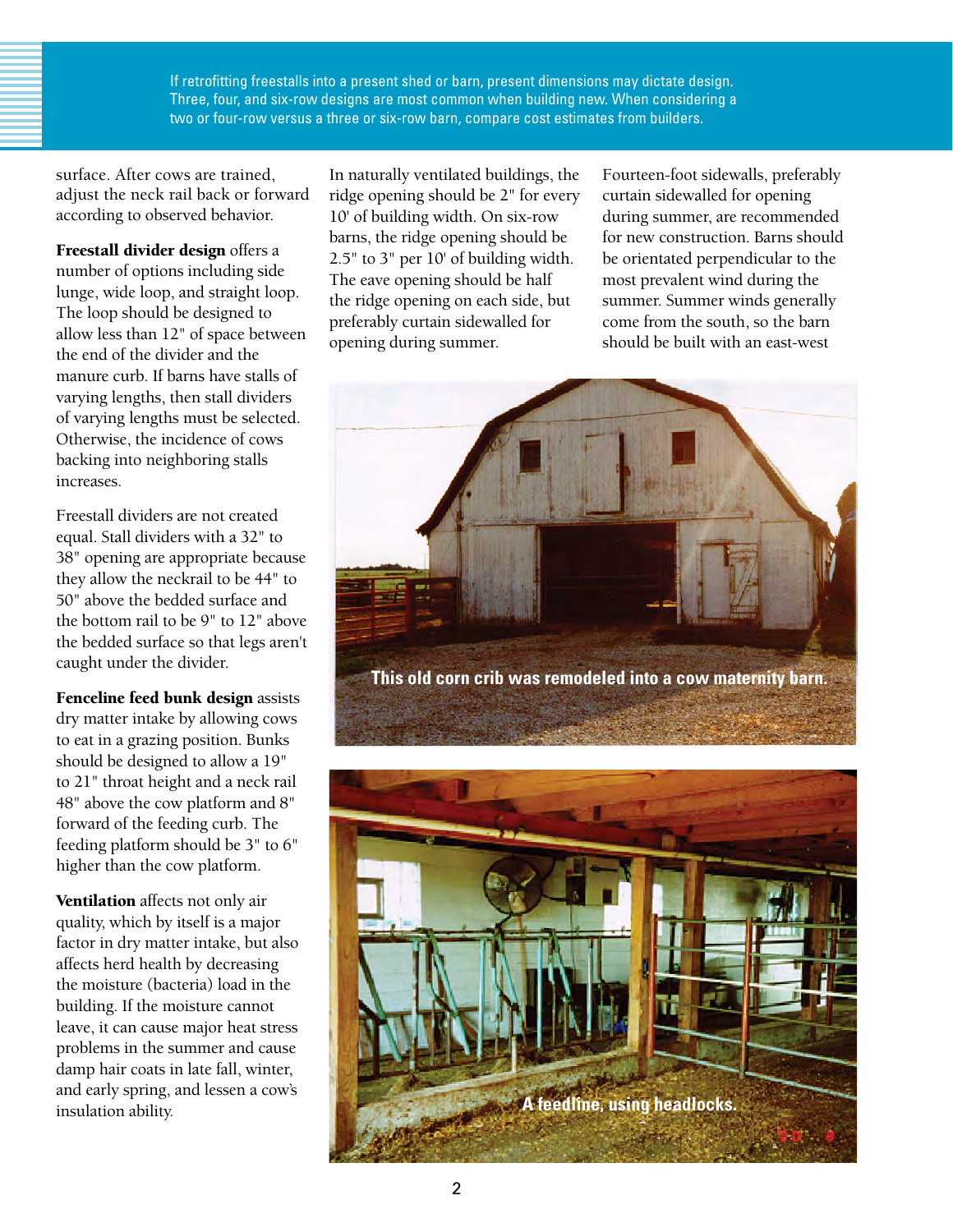If retrofitting freestalls into a present shed or barn, present dimensions may dictate design. Three, four, and six-row designs are most common when building new. When considering a two or four-row versus a three or six-row barn, compare cost estimates from builders.

surface. After cows are trained, adjust the neck rail back or forward according to observed behavior.

**Freestall divider design** offers a number of options including side lunge, wide loop, and straight loop. The loop should be designed to allow less than 12" of space between the end of the divider and the manure curb. If barns have stalls of varying lengths, then stall dividers of varying lengths must be selected. Otherwise, the incidence of cows backing into neighboring stalls increases.

Freestall dividers are not created equal. Stall dividers with a 32" to 38" opening are appropriate because they allow the neckrail to be 44" to 50" above the bedded surface and the bottom rail to be 9" to 12" above the bedded surface so that legs aren't caught under the divider.

**Fenceline feed bunk design** assists dry matter intake by allowing cows to eat in a grazing position. Bunks should be designed to allow a 19" to 21" throat height and a neck rail 48" above the cow platform and 8" forward of the feeding curb. The feeding platform should be 3" to 6" higher than the cow platform.

**Ventilation** affects not only air quality, which by itself is a major factor in dry matter intake, but also affects herd health by decreasing the moisture (bacteria) load in the building. If the moisture cannot leave, it can cause major heat stress problems in the summer and cause damp hair coats in late fall, winter, and early spring, and lessen a cow's insulation ability.

In naturally ventilated buildings, the ridge opening should be 2" for every 10' of building width. On six-row barns, the ridge opening should be 2.5" to 3" per 10' of building width. The eave opening should be half the ridge opening on each side, but preferably curtain sidewalled for opening during summer.

Fourteen-foot sidewalls, preferably curtain sidewalled for opening during summer, are recommended for new construction. Barns should be orientated perpendicular to the most prevalent wind during the summer. Summer winds generally come from the south, so the barn should be built with an east-west

This old corn crib was remodeled into a cow maternity barn.

A feedline, using headlocks.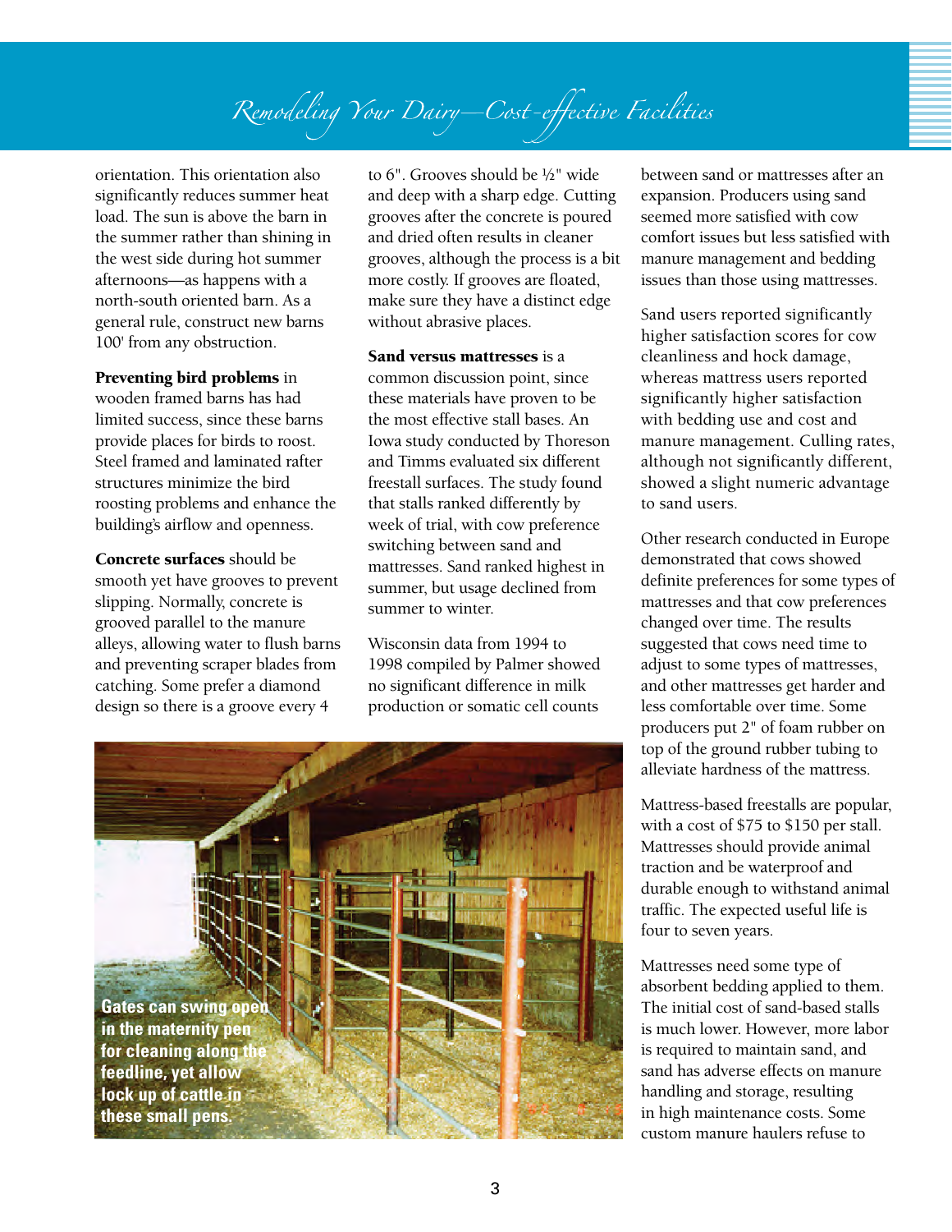orientation. This orientation also significantly reduces summer heat load. The sun is above the barn in the summer rather than shining in the west side during hot summer afternoons—as happens with a north-south oriented barn. As a general rule, construct new barns 100' from any obstruction.

**Preventing bird problems** in wooden framed barns has had limited success, since these barns provide places for birds to roost. Steel framed and laminated rafter structures minimize the bird roosting problems and enhance the building's airflow and openness.

**Concrete surfaces** should be smooth yet have grooves to prevent slipping. Normally, concrete is grooved parallel to the manure alleys, allowing water to flush barns and preventing scraper blades from catching. Some prefer a diamond design so there is a groove every 4 to 6". Grooves should be ½" wide and deep with a sharp edge. Cutting grooves after the concrete is poured and dried often results in cleaner grooves, although the process is a bit more costly. If grooves are floated, make sure they have a distinct edge without abrasive places.

**Sand versus mattresses** is a common discussion point, since these materials have proven to be the most effective stall bases. An Iowa study conducted by Thoreson and Timms evaluated six different freestall surfaces. The study found that stalls ranked differently by week of trial, with cow preference switching between sand and mattresses. Sand ranked highest in summer, but usage declined from summer to winter.

Wisconsin data from 1994 to 1998 compiled by Palmer showed no significant difference in milk production or somatic cell counts between sand or mattresses after an expansion. Producers using sand seemed more satisfied with cow comfort issues but less satisfied with manure management and bedding issues than those using mattresses.

Sand users reported significantly higher satisfaction scores for cow cleanliness and hock damage, whereas mattress users reported significantly higher satisfaction with bedding use and cost and manure management. Culling rates, although not significantly different, showed a slight numeric advantage to sand users.

Other research conducted in Europe demonstrated that cows showed definite preferences for some types of mattresses and that cow preferences changed over time. The results suggested that cows need time to adjust to some types of mattresses, and other mattresses get harder and less comfortable over time. Some producers put 2" of foam rubber on top of the ground rubber tubing to alleviate hardness of the mattress.

Mattress-based freestalls are popular, with a cost of $75 to $150 per stall. Mattresses should provide animal traction and be waterproof and durable enough to withstand animal traffic. The expected useful life is four to seven years.

Mattresses need some type of absorbent bedding applied to them. The initial cost of sand-based stalls is much lower. However, more labor is required to maintain sand, and sand has adverse effects on manure handling and storage, resulting in high maintenance costs. Some custom manure haulers refuse to

Gates can swing open in the maternity pen for cleaning along the feedline, yet allow lock up of cattle in these small pens.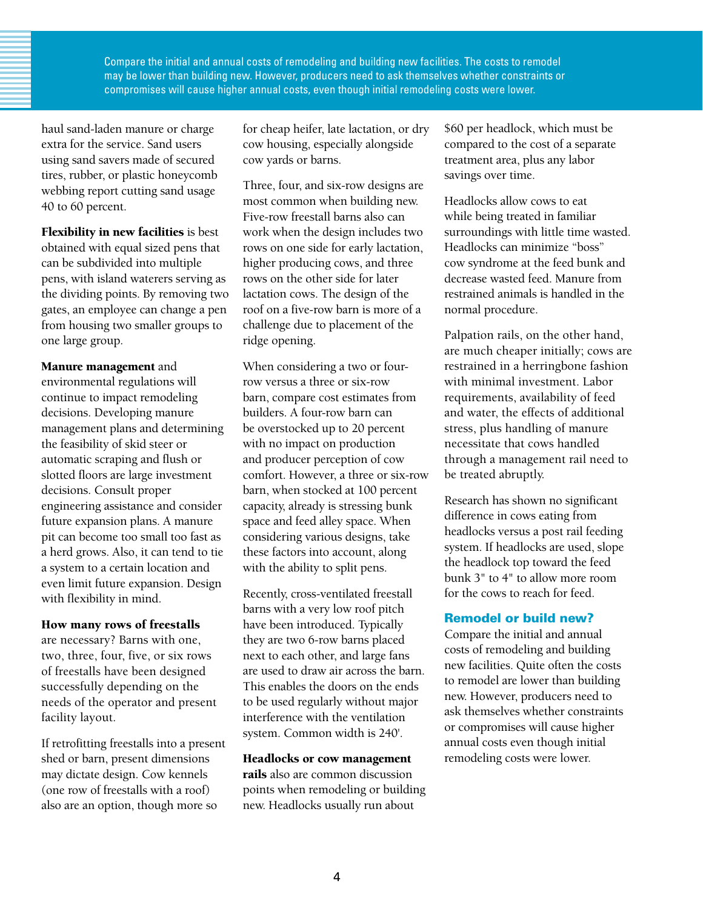> Compare the initial and annual costs of remodeling and building new facilities. The costs to remodel may be lower than building new. However, producers need to ask themselves whether constraints or compromises will cause higher annual costs, even though initial remodeling costs were lower.

haul sand-laden manure or charge extra for the service. Sand users using sand savers made of secured tires, rubber, or plastic honeycomb webbing report cutting sand usage 40 to 60 percent.

**Flexibility in new facilities** is best obtained with equal sized pens that can be subdivided into multiple pens, with island waterers serving as the dividing points. By removing two gates, an employee can change a pen from housing two smaller groups to one large group.

**Manure management** and environmental regulations will continue to impact remodeling decisions. Developing manure management plans and determining the feasibility of skid steer or automatic scraping and flush or slotted floors are large investment decisions. Consult proper engineering assistance and consider future expansion plans. A manure pit can become too small too fast as a herd grows. Also, it can tend to tie a system to a certain location and even limit future expansion. Design with flexibility in mind.

**How many rows of freestalls** are necessary? Barns with one, two, three, four, five, or six rows of freestalls have been designed successfully depending on the needs of the operator and present facility layout.

If retrofitting freestalls into a present shed or barn, present dimensions may dictate design. Cow kennels (one row of freestalls with a roof) also are an option, though more so for cheap heifer, late lactation, or dry cow housing, especially alongside cow yards or barns.

Three, four, and six-row designs are most common when building new. Five-row freestall barns also can work when the design includes two rows on one side for early lactation, higher producing cows, and three rows on the other side for later lactation cows. The design of the roof on a five-row barn is more of a challenge due to placement of the ridge opening.

When considering a two or four-row versus a three or six-row barn, compare cost estimates from builders. A four-row barn can be overstocked up to 20 percent with no impact on production and producer perception of cow comfort. However, a three or six-row barn, when stocked at 100 percent capacity, already is stressing bunk space and feed alley space. When considering various designs, take these factors into account, along with the ability to split pens.

Recently, cross-ventilated freestall barns with a very low roof pitch have been introduced. Typically they are two 6-row barns placed next to each other, and large fans are used to draw air across the barn. This enables the doors on the ends to be used regularly without major interference with the ventilation system. Common width is 240'.

**Headlocks or cow management rails** also are common discussion points when remodeling or building new. Headlocks usually run about $60 per headlock, which must be compared to the cost of a separate treatment area, plus any labor savings over time.

Headlocks allow cows to eat while being treated in familiar surroundings with little time wasted. Headlocks can minimize "boss" cow syndrome at the feed bunk and decrease wasted feed. Manure from restrained animals is handled in the normal procedure.

Palpation rails, on the other hand, are much cheaper initially; cows are restrained in a herringbone fashion with minimal investment. Labor requirements, availability of feed and water, the effects of additional stress, plus handling of manure necessitate that cows handled through a management rail need to be treated abruptly.

Research has shown no significant difference in cows eating from headlocks versus a post rail feeding system. If headlocks are used, slope the headlock top toward the feed bunk 3" to 4" to allow more room for the cows to reach for feed.

## Remodel or build new?

Compare the initial and annual costs of remodeling and building new facilities. Quite often the costs to remodel are lower than building new. However, producers need to ask themselves whether constraints or compromises will cause higher annual costs even though initial remodeling costs were lower.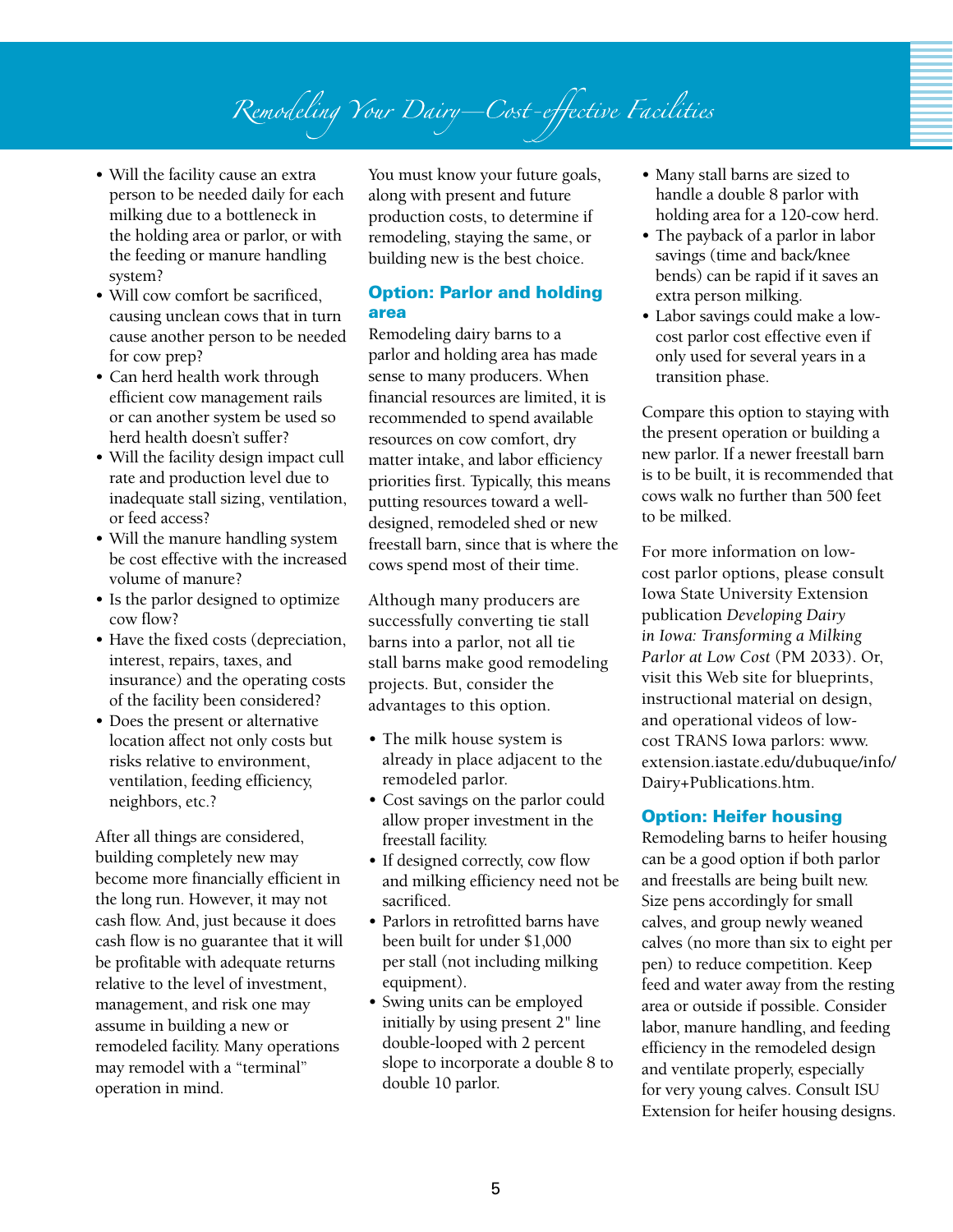- Will the facility cause an extra person to be needed daily for each milking due to a bottleneck in the holding area or parlor, or with the feeding or manure handling system?
- Will cow comfort be sacrificed, causing unclean cows that in turn cause another person to be needed for cow prep?
- Can herd health work through efficient cow management rails or can another system be used so herd health doesn't suffer?
- Will the facility design impact cull rate and production level due to inadequate stall sizing, ventilation, or feed access?
- Will the manure handling system be cost effective with the increased volume of manure?
- Is the parlor designed to optimize cow flow?
- Have the fixed costs (depreciation, interest, repairs, taxes, and insurance) and the operating costs of the facility been considered?
- Does the present or alternative location affect not only costs but risks relative to environment, ventilation, feeding efficiency, neighbors, etc.?

After all things are considered, building completely new may become more financially efficient in the long run. However, it may not cash flow. And, just because it does cash flow is no guarantee that it will be profitable with adequate returns relative to the level of investment, management, and risk one may assume in building a new or remodeled facility. Many operations may remodel with a "terminal" operation in mind.

You must know your future goals, along with present and future production costs, to determine if remodeling, staying the same, or building new is the best choice.

## Option: Parlor and holding area

Remodeling dairy barns to a parlor and holding area has made sense to many producers. When financial resources are limited, it is recommended to spend available resources on cow comfort, dry matter intake, and labor efficiency priorities first. Typically, this means putting resources toward a well-designed, remodeled shed or new freestall barn, since that is where the cows spend most of their time.

Although many producers are successfully converting tie stall barns into a parlor, not all tie stall barns make good remodeling projects. But, consider the advantages to this option.

- The milk house system is already in place adjacent to the remodeled parlor.
- Cost savings on the parlor could allow proper investment in the freestall facility.
- If designed correctly, cow flow and milking efficiency need not be sacrificed.
- Parlors in retrofitted barns have been built for under $1,000 per stall (not including milking equipment).
- Swing units can be employed initially by using present 2" line double-looped with 2 percent slope to incorporate a double 8 to double 10 parlor.
- Many stall barns are sized to handle a double 8 parlor with holding area for a 120-cow herd.
- The payback of a parlor in labor savings (time and back/knee bends) can be rapid if it saves an extra person milking.
- Labor savings could make a low-cost parlor cost effective even if only used for several years in a transition phase.

Compare this option to staying with the present operation or building a new parlor. If a newer freestall barn is to be built, it is recommended that cows walk no further than 500 feet to be milked.

For more information on low-cost parlor options, please consult Iowa State University Extension publication *Developing Dairy in Iowa: Transforming a Milking Parlor at Low Cost* (PM 2033). Or, visit this Web site for blueprints, instructional material on design, and operational videos of low-cost TRANS Iowa parlors: www.extension.iastate.edu/dubuque/info/Dairy+Publications.htm.

## Option: Heifer housing

Remodeling barns to heifer housing can be a good option if both parlor and freestalls are being built new. Size pens accordingly for small calves, and group newly weaned calves (no more than six to eight per pen) to reduce competition. Keep feed and water away from the resting area or outside if possible. Consider labor, manure handling, and feeding efficiency in the remodeled design and ventilate properly, especially for very young calves. Consult ISU Extension for heifer housing designs.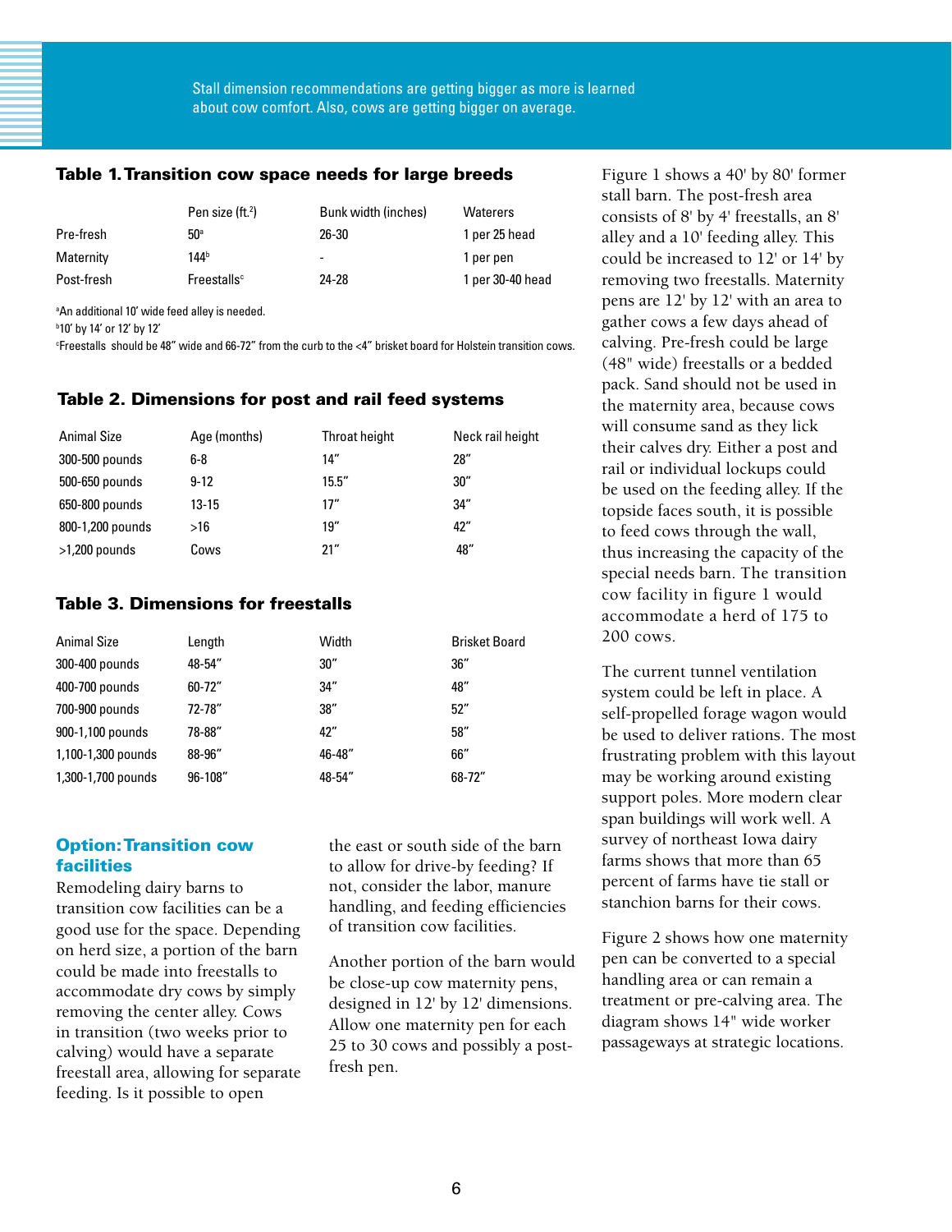Stall dimension recommendations are getting bigger as more is learned about cow comfort. Also, cows are getting bigger on average.

### Table 1. Transition cow space needs for large breeds

| | Pen size (ft.$^2$) | Bunk width (inches) | Waterers |
|---|---|---|---|
| Pre-fresh | 50[a] | 26-30 | 1 per 25 head |
| Maternity | 144[b] | - | 1 per pen |
| Post-fresh | Freestalls[c] | 24-28 | 1 per 30-40 head |

[a]An additional 10' wide feed alley is needed.
[b]10' by 14' or 12' by 12'
[c]Freestalls should be 48" wide and 66-72" from the curb to the <4" brisket board for Holstein transition cows.

### Table 2. Dimensions for post and rail feed systems

| Animal Size | Age (months) | Throat height | Neck rail height |
|---|---|---|---|
| 300-500 pounds | 6-8 | 14" | 28" |
| 500-650 pounds | 9-12 | 15.5" | 30" |
| 650-800 pounds | 13-15 | 17" | 34" |
| 800-1,200 pounds | >16 | 19" | 42" |
| >1,200 pounds | Cows | 21" | 48" |

### Table 3. Dimensions for freestalls

| Animal Size | Length | Width | Brisket Board |
|---|---|---|---|
| 300-400 pounds | 48-54" | 30" | 36" |
| 400-700 pounds | 60-72" | 34" | 48" |
| 700-900 pounds | 72-78" | 38" | 52" |
| 900-1,100 pounds | 78-88" | 42" | 58" |
| 1,100-1,300 pounds | 88-96" | 46-48" | 66" |
| 1,300-1,700 pounds | 96-108" | 48-54" | 68-72" |

## Option: Transition cow facilities

Remodeling dairy barns to transition cow facilities can be a good use for the space. Depending on herd size, a portion of the barn could be made into freestalls to accommodate dry cows by simply removing the center alley. Cows in transition (two weeks prior to calving) would have a separate freestall area, allowing for separate feeding. Is it possible to open the east or south side of the barn to allow for drive-by feeding? If not, consider the labor, manure handling, and feeding efficiencies of transition cow facilities.

Another portion of the barn would be close-up cow maternity pens, designed in 12' by 12' dimensions. Allow one maternity pen for each 25 to 30 cows and possibly a post-fresh pen.

Figure 1 shows a 40' by 80' former stall barn. The post-fresh area consists of 8' by 4' freestalls, an 8' alley and a 10' feeding alley. This could be increased to 12' or 14' by removing two freestalls. Maternity pens are 12' by 12' with an area to gather cows a few days ahead of calving. Pre-fresh could be large (48" wide) freestalls or a bedded pack. Sand should not be used in the maternity area, because cows will consume sand as they lick their calves dry. Either a post and rail or individual lockups could be used on the feeding alley. If the topside faces south, it is possible to feed cows through the wall, thus increasing the capacity of the special needs barn. The transition cow facility in figure 1 would accommodate a herd of 175 to 200 cows.

The current tunnel ventilation system could be left in place. A self-propelled forage wagon would be used to deliver rations. The most frustrating problem with this layout may be working around existing support poles. More modern clear span buildings will work well. A survey of northeast Iowa dairy farms shows that more than 65 percent of farms have tie stall or stanchion barns for their cows.

Figure 2 shows how one maternity pen can be converted to a special handling area or can remain a treatment or pre-calving area. The diagram shows 14" wide worker passageways at strategic locations.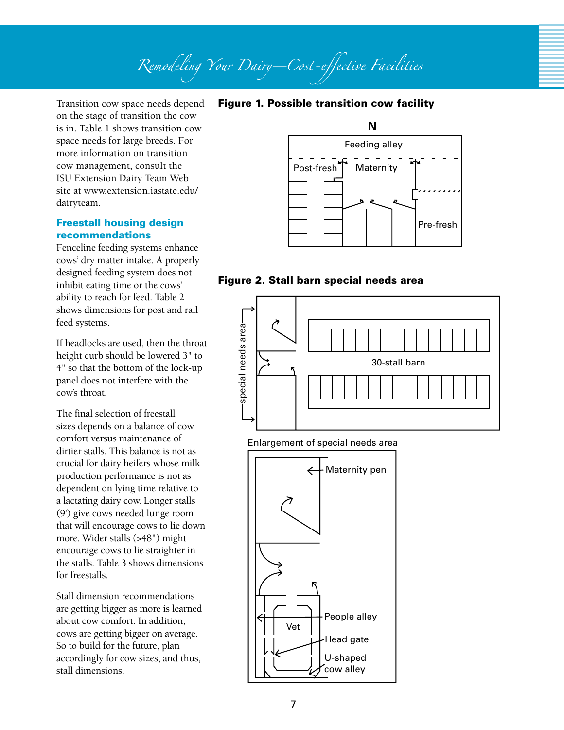Transition cow space needs depend on the stage of transition the cow is in. Table 1 shows transition cow space needs for large breeds. For more information on transition cow management, consult the ISU Extension Dairy Team Web site at www.extension.iastate.edu/dairyteam.

## Freestall housing design recommendations

Fenceline feeding systems enhance cows' dry matter intake. A properly designed feeding system does not inhibit eating time or the cows' ability to reach for feed. Table 2 shows dimensions for post and rail feed systems.

If headlocks are used, then the throat height curb should be lowered 3" to 4" so that the bottom of the lock-up panel does not interfere with the cow's throat.

The final selection of freestall sizes depends on a balance of cow comfort versus maintenance of dirtier stalls. This balance is not as crucial for dairy heifers whose milk production performance is not as dependent on lying time relative to a lactating dairy cow. Longer stalls (9') give cows needed lunge room that will encourage cows to lie down more. Wider stalls (>48") might encourage cows to lie straighter in the stalls. Table 3 shows dimensions for freestalls.

Stall dimension recommendations are getting bigger as more is learned about cow comfort. In addition, cows are getting bigger on average. So to build for the future, plan accordingly for cow sizes, and thus, stall dimensions.

**Figure 1. Possible transition cow facility**

N

Feeding alley

Post-fresh

Maternity

Pre-fresh

**Figure 2. Stall barn special needs area**

special needs area

30-stall barn

Enlargement of special needs area

Maternity pen

People alley

Vet

Head gate

U-shaped cow alley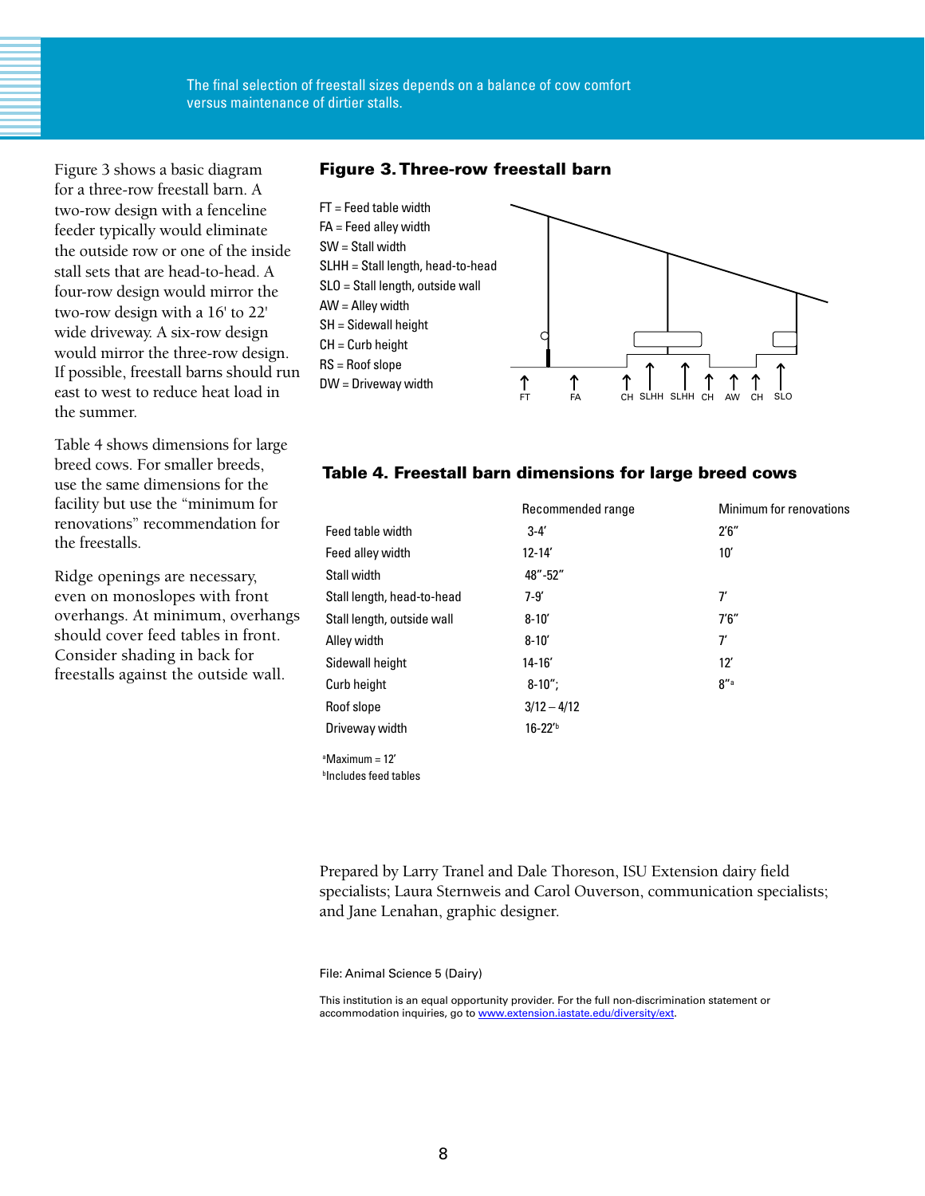The final selection of freestall sizes depends on a balance of cow comfort versus maintenance of dirtier stalls.

Figure 3 shows a basic diagram for a three-row freestall barn. A two-row design with a fenceline feeder typically would eliminate the outside row or one of the inside stall sets that are head-to-head. A four-row design would mirror the two-row design with a 16' to 22' wide driveway. A six-row design would mirror the three-row design. If possible, freestall barns should run east to west to reduce heat load in the summer.

Table 4 shows dimensions for large breed cows. For smaller breeds, use the same dimensions for the facility but use the "minimum for renovations" recommendation for the freestalls.

Ridge openings are necessary, even on monoslopes with front overhangs. At minimum, overhangs should cover feed tables in front. Consider shading in back for freestalls against the outside wall.

### Figure 3. Three-row freestall barn

FT = Feed table width
FA = Feed alley width
SW = Stall width
SLHH = Stall length, head-to-head
SLO = Stall length, outside wall
AW = Alley width
SH = Sidewall height
CH = Curb height
RS = Roof slope
DW = Driveway width

FT FA CH SLHH SLHH CH AW CH SLO

### Table 4. Freestall barn dimensions for large breed cows

| | Recommended range | Minimum for renovations |
|---|---|---|
| Feed table width | 3-4′ | 2′6″ |
| Feed alley width | 12-14′ | 10′ |
| Stall width | 48″-52″ | |
| Stall length, head-to-head | 7-9′ | 7′ |
| Stall length, outside wall | 8-10′ | 7′6″ |
| Alley width | 8-10′ | 7′ |
| Sidewall height | 14-16′ | 12′ |
| Curb height | 8-10″; | 8″[a] |
| Roof slope | 3/12 – 4/12 | |
| Driveway width | 16-22′[b] | |

[a]Maximum = 12′
[b]Includes feed tables

Prepared by Larry Tranel and Dale Thoreson, ISU Extension dairy field specialists; Laura Sternweis and Carol Ouverson, communication specialists; and Jane Lenahan, graphic designer.

File: Animal Science 5 (Dairy)

This institution is an equal opportunity provider. For the full non-discrimination statement or accommodation inquiries, go to www.extension.iastate.edu/diversity/ext.